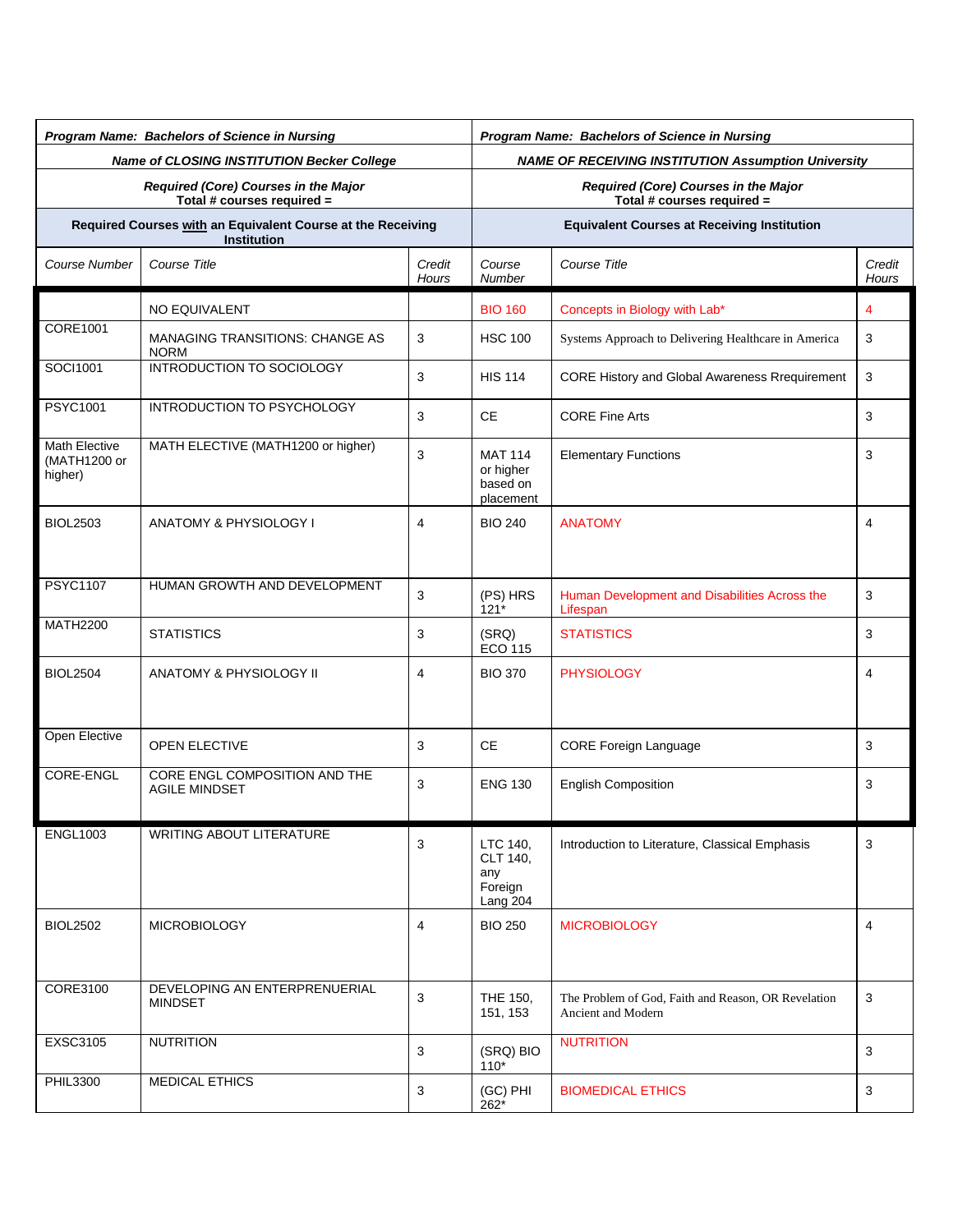| **Program Name: Bachelors of Science in Nursing** | | | **Program Name: Bachelors of Science in Nursing** | | |
|---|---|---|---|---|---|
| ***Name of CLOSING INSTITUTION Becker College*** | | | ***NAME OF RECEIVING INSTITUTION Assumption University*** | | |
| ***Required (Core) Courses in the Major Total # courses required =*** | | | ***Required (Core) Courses in the Major Total # courses required =*** | | |
| **Required Courses with an Equivalent Course at the Receiving Institution** | | | **Equivalent Courses at Receiving Institution** | | |
| *Course Number* | *Course Title* | *Credit Hours* | *Course Number* | *Course Title* | *Credit Hours* |
| | NO EQUIVALENT | | BIO 160 | Concepts in Biology with Lab* | 4 |
| CORE1001 | MANAGING TRANSITIONS: CHANGE AS NORM | 3 | HSC 100 | Systems Approach to Delivering Healthcare in America | 3 |
| SOCI1001 | INTRODUCTION TO SOCIOLOGY | 3 | HIS 114 | CORE History and Global Awareness Rrequirement | 3 |
| PSYC1001 | INTRODUCTION TO PSYCHOLOGY | 3 | CE | CORE Fine Arts | 3 |
| Math Elective (MATH1200 or higher) | MATH ELECTIVE (MATH1200 or higher) | 3 | MAT 114 or higher based on placement | Elementary Functions | 3 |
| BIOL2503 | ANATOMY & PHYSIOLOGY I | 4 | BIO 240 | ANATOMY | 4 |
| PSYC1107 | HUMAN GROWTH AND DEVELOPMENT | 3 | (PS) HRS 121* | Human Development and Disabilities Across the Lifespan | 3 |
| MATH2200 | STATISTICS | 3 | (SRQ) ECO 115 | STATISTICS | 3 |
| BIOL2504 | ANATOMY & PHYSIOLOGY II | 4 | BIO 370 | PHYSIOLOGY | 4 |
| Open Elective | OPEN ELECTIVE | 3 | CE | CORE Foreign Language | 3 |
| CORE-ENGL | CORE ENGL COMPOSITION AND THE AGILE MINDSET | 3 | ENG 130 | English Composition | 3 |
| ENGL1003 | WRITING ABOUT LITERATURE | 3 | LTC 140, CLT 140, any Foreign Lang 204 | Introduction to Literature, Classical Emphasis | 3 |
| BIOL2502 | MICROBIOLOGY | 4 | BIO 250 | MICROBIOLOGY | 4 |
| CORE3100 | DEVELOPING AN ENTERPRENUERIAL MINDSET | 3 | THE 150, 151, 153 | The Problem of God, Faith and Reason, OR Revelation Ancient and Modern | 3 |
| EXSC3105 | NUTRITION | 3 | (SRQ) BIO 110* | NUTRITION | 3 |
| PHIL3300 | MEDICAL ETHICS | 3 | (GC) PHI 262* | BIOMEDICAL ETHICS | 3 |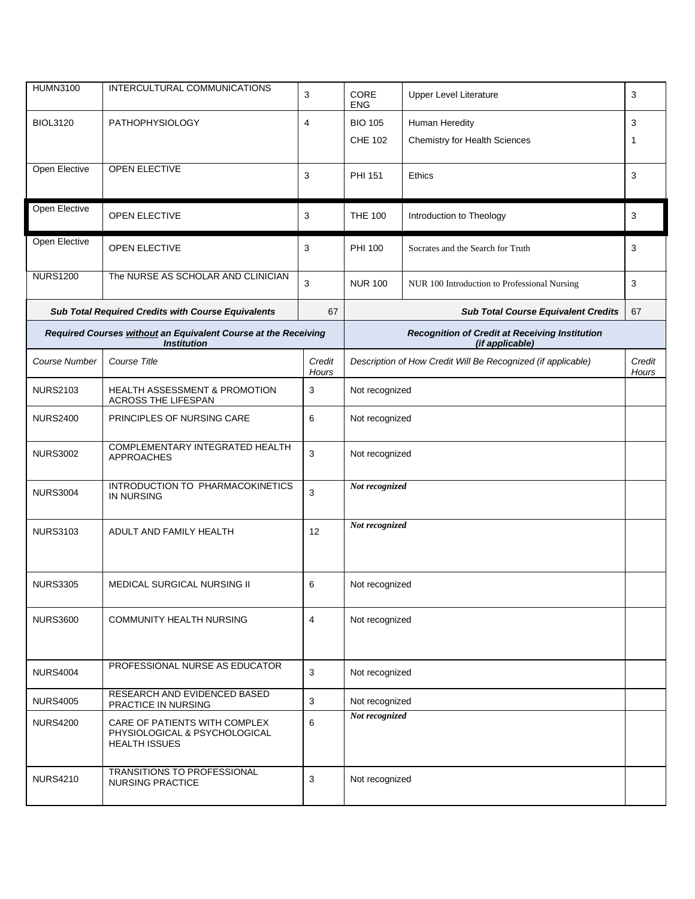| HUMN3100 | INTERCULTURAL COMMUNICATIONS | 3 | CORE ENG | Upper Level Literature | 3 |
|---|---|---|---|---|---|
| BIOL3120 | PATHOPHYSIOLOGY | 4 | BIO 105<br>CHE 102 | Human Heredity<br>Chemistry for Health Sciences | 3<br>1 |
| Open Elective | OPEN ELECTIVE | 3 | PHI 151 | Ethics | 3 |
| Open Elective | OPEN ELECTIVE | 3 | THE 100 | Introduction to Theology | 3 |
| Open Elective | OPEN ELECTIVE | 3 | PHI 100 | Socrates and the Search for Truth | 3 |
| NURS1200 | The NURSE AS SCHOLAR AND CLINICIAN | 3 | NUR 100 | NUR 100 Introduction to Professional Nursing | 3 |
| ***Sub Total Required Credits with Course Equivalents*** | | 67 | ***Sub Total Course Equivalent Credits*** | | 67 |

| ***Required Courses <u>without</u> an Equivalent Course at the Receiving Institution*** | | | ***Recognition of Credit at Receiving Institution (if applicable)*** | |
|---|---|---|---|---|
| *Course Number* | *Course Title* | *Credit Hours* | *Description of How Credit Will Be Recognized (if applicable)* | *Credit Hours* |
| NURS2103 | HEALTH ASSESSMENT & PROMOTION ACROSS THE LIFESPAN | 3 | Not recognized | |
| NURS2400 | PRINCIPLES OF NURSING CARE | 6 | Not recognized | |
| NURS3002 | COMPLEMENTARY INTEGRATED HEALTH APPROACHES | 3 | Not recognized | |
| NURS3004 | INTRODUCTION TO PHARMACOKINETICS IN NURSING | 3 | *Not recognized* | |
| NURS3103 | ADULT AND FAMILY HEALTH | 12 | *Not recognized* | |
| NURS3305 | MEDICAL SURGICAL NURSING II | 6 | Not recognized | |
| NURS3600 | COMMUNITY HEALTH NURSING | 4 | Not recognized | |
| NURS4004 | PROFESSIONAL NURSE AS EDUCATOR | 3 | Not recognized | |
| NURS4005 | RESEARCH AND EVIDENCED BASED PRACTICE IN NURSING | 3 | Not recognized | |
| NURS4200 | CARE OF PATIENTS WITH COMPLEX PHYSIOLOGICAL & PSYCHOLOGICAL HEALTH ISSUES | 6 | *Not recognized* | |
| NURS4210 | TRANSITIONS TO PROFESSIONAL NURSING PRACTICE | 3 | Not recognized | |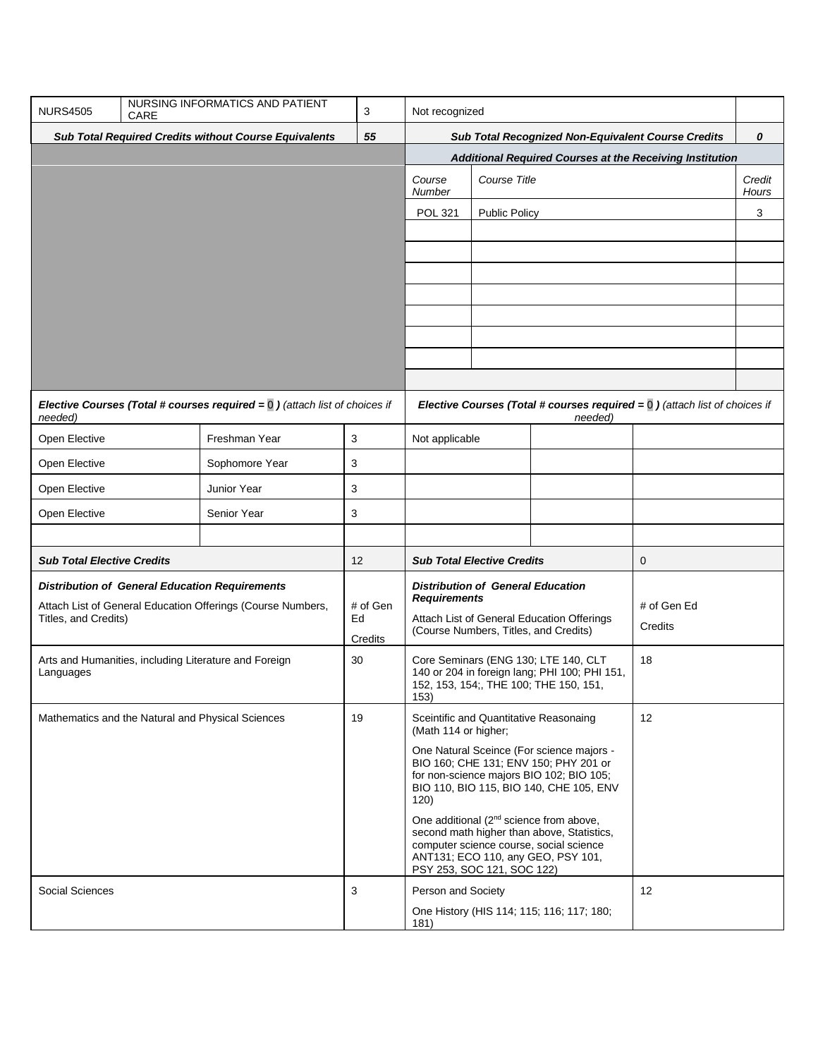| NURS4505 | NURSING INFORMATICS AND PATIENT CARE | 3 | Not recognized | | |
|---|---|---|---|---|---|
| ***Sub Total Required Credits without Course Equivalents*** | | ***55*** | ***Sub Total Recognized Non-Equivalent Course Credits*** | | ***0*** |
| | | | ***Additional Required Courses at the Receiving Institution*** | | |
| | | | *Course Number* | *Course Title* | *Credit Hours* |
| | | | POL 321 | Public Policy | 3 |

| ***Elective Courses (Total # courses required = 0 )*** *(attach list of choices if needed)* | | | ***Elective Courses (Total # courses required = 0 )*** *(attach list of choices if needed)* | | |
|---|---|---|---|---|---|
| Open Elective | Freshman Year | 3 | Not applicable | | |
| Open Elective | Sophomore Year | 3 | | | |
| Open Elective | Junior Year | 3 | | | |
| Open Elective | Senior Year | 3 | | | |
| | | | | | |
| ***Sub Total Elective Credits*** | | 12 | ***Sub Total Elective Credits*** | | 0 |

| ***Distribution of General Education Requirements*** Attach List of General Education Offerings (Course Numbers, Titles, and Credits) | # of Gen Ed Credits | ***Distribution of General Education Requirements*** Attach List of General Education Offerings (Course Numbers, Titles, and Credits) | # of Gen Ed Credits |
|---|---|---|---|
| Arts and Humanities, including Literature and Foreign Languages | 30 | Core Seminars (ENG 130; LTE 140, CLT 140 or 204 in foreign lang; PHI 100; PHI 151, 152, 153, 154;, THE 100; THE 150, 151, 153) | 18 |
| Mathematics and the Natural and Physical Sciences | 19 | Sceintific and Quantitative Reasonaing (Math 114 or higher; One Natural Sceince (For science majors - BIO 160; CHE 131; ENV 150; PHY 201 or for non-science majors BIO 102; BIO 105; BIO 110, BIO 115, BIO 140, CHE 105, ENV 120) One additional (2nd science from above, second math higher than above, Statistics, computer science course, social science ANT131; ECO 110, any GEO, PSY 101, PSY 253, SOC 121, SOC 122) | 12 |
| Social Sciences | 3 | Person and Society One History (HIS 114; 115; 116; 117; 180; 181) | 12 |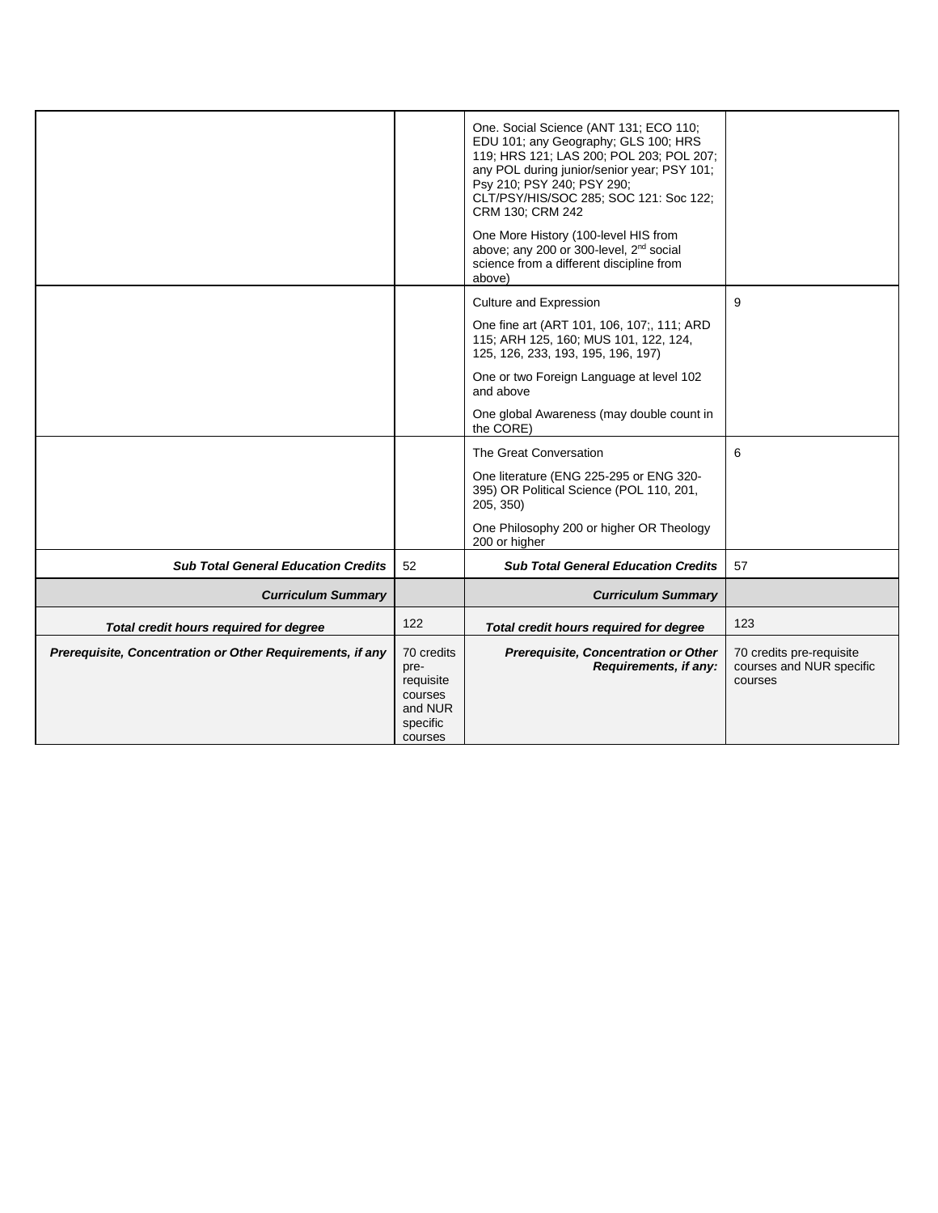| | | | |
|---|---|---|---|
| | | One. Social Science (ANT 131; ECO 110; EDU 101; any Geography; GLS 100; HRS 119; HRS 121; LAS 200; POL 203; POL 207; any POL during junior/senior year; PSY 101; Psy 210; PSY 240; PSY 290; CLT/PSY/HIS/SOC 285; SOC 121: Soc 122; CRM 130; CRM 242<br><br>One More History (100-level HIS from above; any 200 or 300-level, 2nd social science from a different discipline from above) | |
| | | Culture and Expression<br><br>One fine art (ART 101, 106, 107;, 111; ARD 115; ARH 125, 160; MUS 101, 122, 124, 125, 126, 233, 193, 195, 196, 197)<br><br>One or two Foreign Language at level 102 and above<br><br>One global Awareness (may double count in the CORE) | 9 |
| | | The Great Conversation<br><br>One literature (ENG 225-295 or ENG 320-395) OR Political Science (POL 110, 201, 205, 350)<br><br>One Philosophy 200 or higher OR Theology 200 or higher | 6 |
| ***Sub Total General Education Credits*** | 52 | ***Sub Total General Education Credits*** | 57 |
| ***Curriculum Summary*** | | ***Curriculum Summary*** | |
| ***Total credit hours required for degree*** | 122 | ***Total credit hours required for degree*** | 123 |
| ***Prerequisite, Concentration or Other Requirements, if any*** | 70 credits pre-requisite courses and NUR specific courses | ***Prerequisite, Concentration or Other Requirements, if any:*** | 70 credits pre-requisite courses and NUR specific courses |